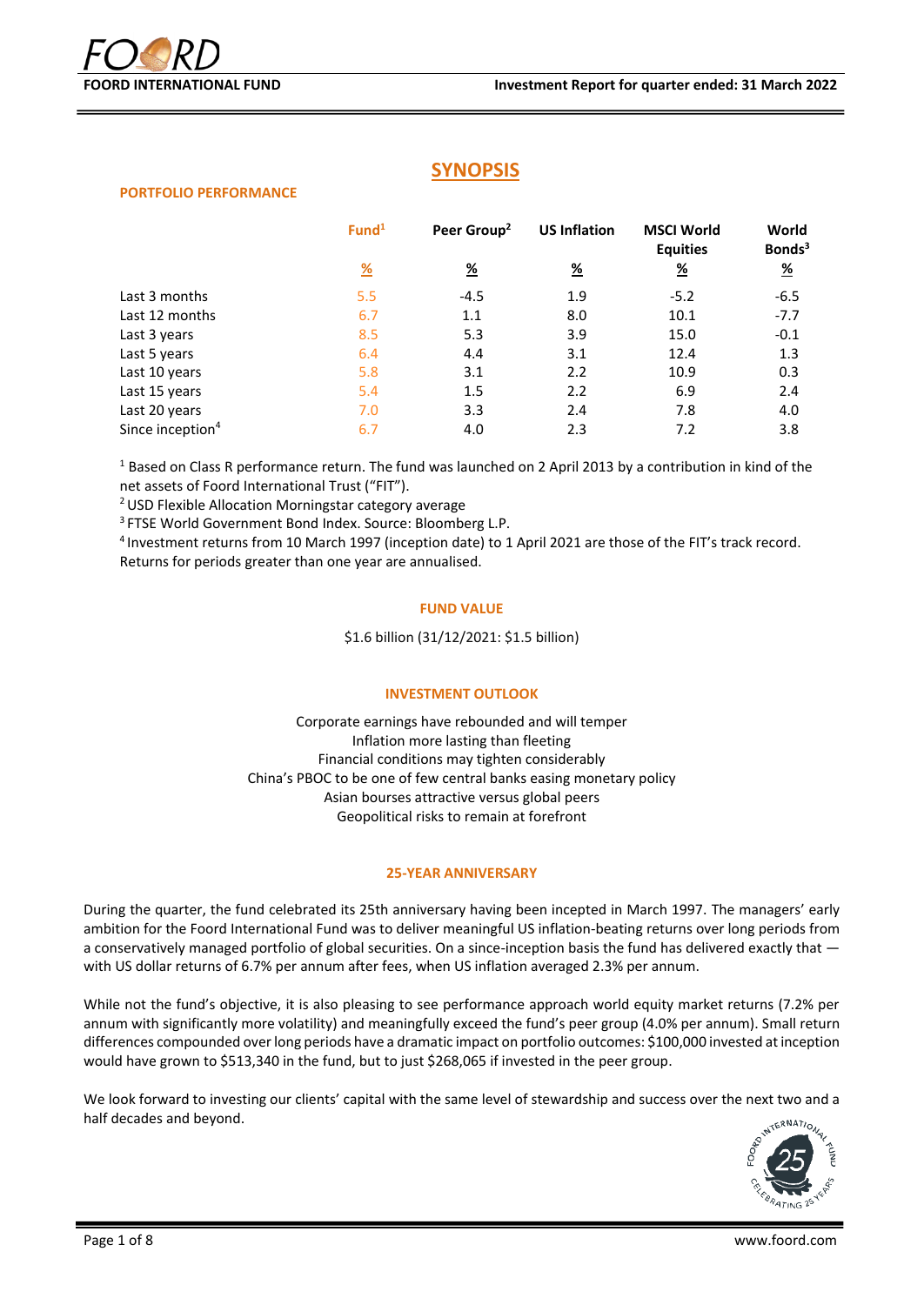FOORD INTERNATIONAL FUND

Investment Report for quarter ended: 31 March 2022

## SYNOPSIS

### PORTFOLIO PERFORMANCE

| | Fund[1] | Peer Group[2] | US Inflation | MSCI World Equities | World Bonds[3] |
|---|---|---|---|---|---|
| | % | % | % | % | % |
| Last 3 months | 5.5 | -4.5 | 1.9 | -5.2 | -6.5 |
| Last 12 months | 6.7 | 1.1 | 8.0 | 10.1 | -7.7 |
| Last 3 years | 8.5 | 5.3 | 3.9 | 15.0 | -0.1 |
| Last 5 years | 6.4 | 4.4 | 3.1 | 12.4 | 1.3 |
| Last 10 years | 5.8 | 3.1 | 2.2 | 10.9 | 0.3 |
| Last 15 years | 5.4 | 1.5 | 2.2 | 6.9 | 2.4 |
| Last 20 years | 7.0 | 3.3 | 2.4 | 7.8 | 4.0 |
| Since inception[4] | 6.7 | 4.0 | 2.3 | 7.2 | 3.8 |

[1] Based on Class R performance return. The fund was launched on 2 April 2013 by a contribution in kind of the net assets of Foord International Trust ("FIT").
[2] USD Flexible Allocation Morningstar category average
[3] FTSE World Government Bond Index. Source: Bloomberg L.P.
[4] Investment returns from 10 March 1997 (inception date) to 1 April 2021 are those of the FIT's track record. Returns for periods greater than one year are annualised.

### FUND VALUE

$1.6 billion (31/12/2021: $1.5 billion)

### INVESTMENT OUTLOOK

Corporate earnings have rebounded and will temper
Inflation more lasting than fleeting
Financial conditions may tighten considerably
China's PBOC to be one of few central banks easing monetary policy
Asian bourses attractive versus global peers
Geopolitical risks to remain at forefront

### 25-YEAR ANNIVERSARY

During the quarter, the fund celebrated its 25th anniversary having been incepted in March 1997. The managers' early ambition for the Foord International Fund was to deliver meaningful US inflation-beating returns over long periods from a conservatively managed portfolio of global securities. On a since-inception basis the fund has delivered exactly that — with US dollar returns of 6.7% per annum after fees, when US inflation averaged 2.3% per annum.

While not the fund's objective, it is also pleasing to see performance approach world equity market returns (7.2% per annum with significantly more volatility) and meaningfully exceed the fund's peer group (4.0% per annum). Small return differences compounded over long periods have a dramatic impact on portfolio outcomes: $100,000 invested at inception would have grown to $513,340 in the fund, but to just $268,065 if invested in the peer group.

We look forward to investing our clients' capital with the same level of stewardship and success over the next two and a half decades and beyond.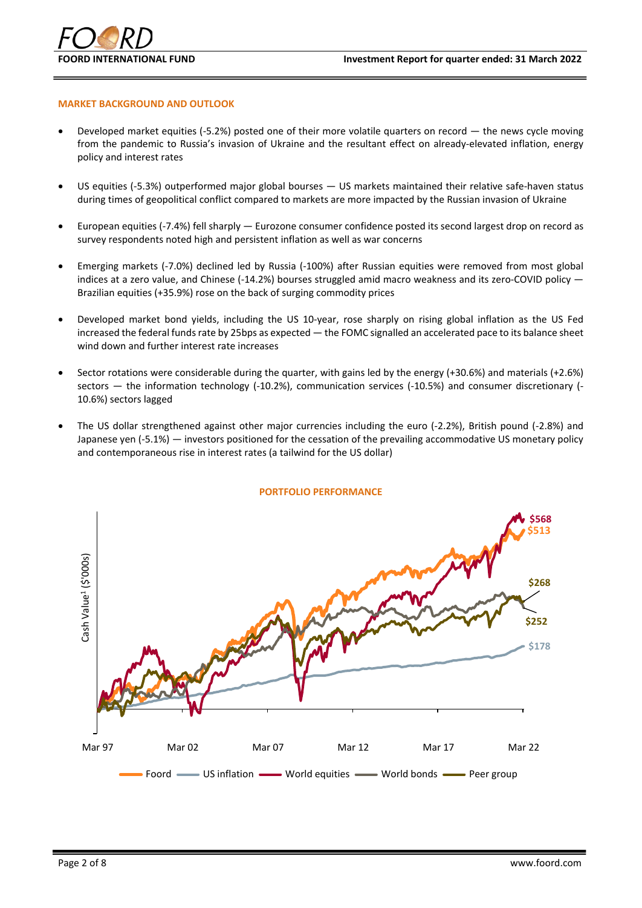## MARKET BACKGROUND AND OUTLOOK

- Developed market equities (-5.2%) posted one of their more volatile quarters on record — the news cycle moving from the pandemic to Russia's invasion of Ukraine and the resultant effect on already-elevated inflation, energy policy and interest rates
- US equities (-5.3%) outperformed major global bourses — US markets maintained their relative safe-haven status during times of geopolitical conflict compared to markets are more impacted by the Russian invasion of Ukraine
- European equities (-7.4%) fell sharply — Eurozone consumer confidence posted its second largest drop on record as survey respondents noted high and persistent inflation as well as war concerns
- Emerging markets (-7.0%) declined led by Russia (-100%) after Russian equities were removed from most global indices at a zero value, and Chinese (-14.2%) bourses struggled amid macro weakness and its zero-COVID policy — Brazilian equities (+35.9%) rose on the back of surging commodity prices
- Developed market bond yields, including the US 10-year, rose sharply on rising global inflation as the US Fed increased the federal funds rate by 25bps as expected — the FOMC signalled an accelerated pace to its balance sheet wind down and further interest rate increases
- Sector rotations were considerable during the quarter, with gains led by the energy (+30.6%) and materials (+2.6%) sectors — the information technology (-10.2%), communication services (-10.5%) and consumer discretionary (-10.6%) sectors lagged
- The US dollar strengthened against other major currencies including the euro (-2.2%), British pound (-2.8%) and Japanese yen (-5.1%) — investors positioned for the cessation of the prevailing accommodative US monetary policy and contemporaneous rise in interest rates (a tailwind for the US dollar)

## PORTFOLIO PERFORMANCE

Cash Value[1] ($'000s)

End values (Mar 22): World equities $568; Foord $513; World bonds $268; Peer group $252; US inflation $178

Mar 97 | Mar 02 | Mar 07 | Mar 12 | Mar 17 | Mar 22

Foord — US inflation — World equities — World bonds — Peer group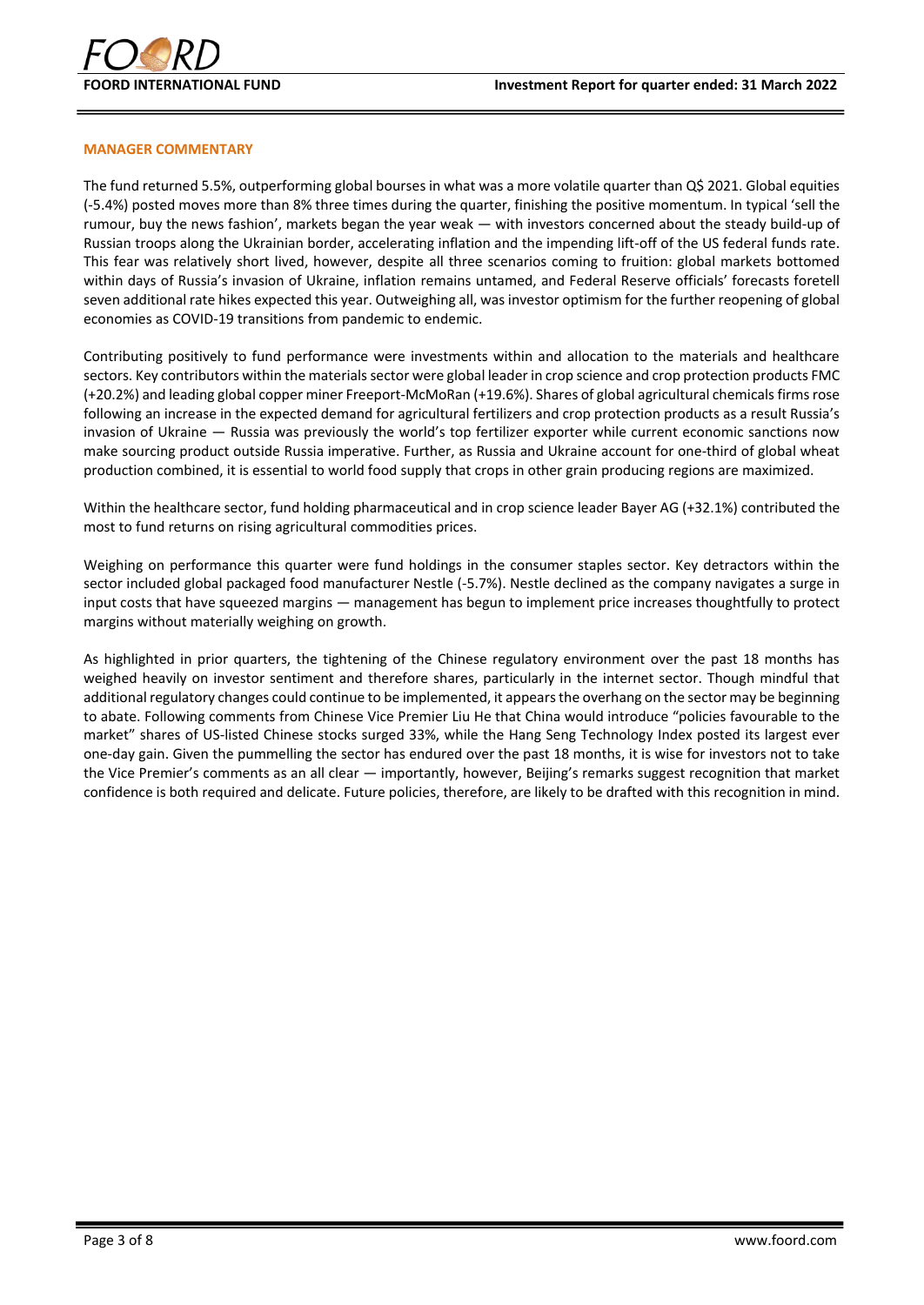## MANAGER COMMENTARY

The fund returned 5.5%, outperforming global bourses in what was a more volatile quarter than Q$ 2021. Global equities (-5.4%) posted moves more than 8% three times during the quarter, finishing the positive momentum. In typical 'sell the rumour, buy the news fashion', markets began the year weak — with investors concerned about the steady build-up of Russian troops along the Ukrainian border, accelerating inflation and the impending lift-off of the US federal funds rate. This fear was relatively short lived, however, despite all three scenarios coming to fruition: global markets bottomed within days of Russia's invasion of Ukraine, inflation remains untamed, and Federal Reserve officials' forecasts foretell seven additional rate hikes expected this year. Outweighing all, was investor optimism for the further reopening of global economies as COVID-19 transitions from pandemic to endemic.

Contributing positively to fund performance were investments within and allocation to the materials and healthcare sectors. Key contributors within the materials sector were global leader in crop science and crop protection products FMC (+20.2%) and leading global copper miner Freeport-McMoRan (+19.6%). Shares of global agricultural chemicals firms rose following an increase in the expected demand for agricultural fertilizers and crop protection products as a result Russia's invasion of Ukraine — Russia was previously the world's top fertilizer exporter while current economic sanctions now make sourcing product outside Russia imperative. Further, as Russia and Ukraine account for one-third of global wheat production combined, it is essential to world food supply that crops in other grain producing regions are maximized.

Within the healthcare sector, fund holding pharmaceutical and in crop science leader Bayer AG (+32.1%) contributed the most to fund returns on rising agricultural commodities prices.

Weighing on performance this quarter were fund holdings in the consumer staples sector. Key detractors within the sector included global packaged food manufacturer Nestle (-5.7%). Nestle declined as the company navigates a surge in input costs that have squeezed margins — management has begun to implement price increases thoughtfully to protect margins without materially weighing on growth.

As highlighted in prior quarters, the tightening of the Chinese regulatory environment over the past 18 months has weighed heavily on investor sentiment and therefore shares, particularly in the internet sector. Though mindful that additional regulatory changes could continue to be implemented, it appears the overhang on the sector may be beginning to abate. Following comments from Chinese Vice Premier Liu He that China would introduce "policies favourable to the market" shares of US-listed Chinese stocks surged 33%, while the Hang Seng Technology Index posted its largest ever one-day gain. Given the pummelling the sector has endured over the past 18 months, it is wise for investors not to take the Vice Premier's comments as an all clear — importantly, however, Beijing's remarks suggest recognition that market confidence is both required and delicate. Future policies, therefore, are likely to be drafted with this recognition in mind.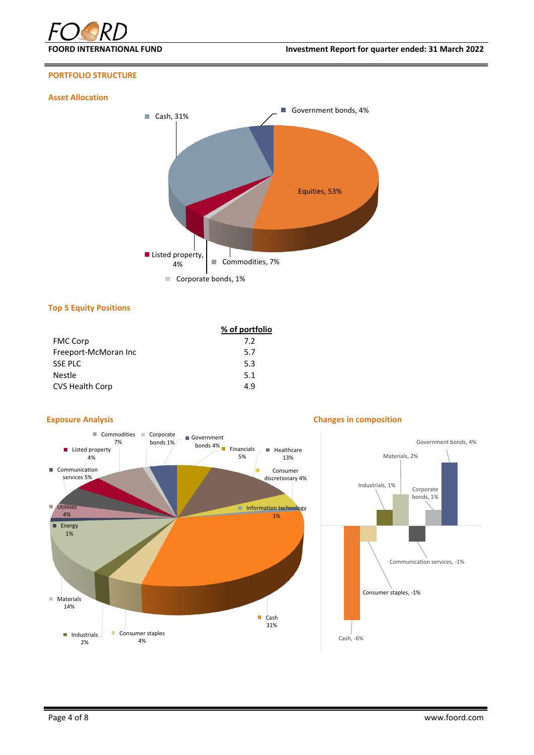## PORTFOLIO STRUCTURE

### Asset Allocation

| Asset class | % |
|---|---|
| Equities | 53% |
| Cash | 31% |
| Commodities | 7% |
| Government bonds | 4% |
| Listed property | 4% |
| Corporate bonds | 1% |

### Top 5 Equity Positions

| | % of portfolio |
|---|---|
| FMC Corp | 7.2 |
| Freeport-McMoran Inc | 5.7 |
| SSE PLC | 5.3 |
| Nestle | 5.1 |
| CVS Health Corp | 4.9 |

### Exposure Analysis

| Exposure | % |
|---|---|
| Cash | 31% |
| Materials | 14% |
| Healthcare | 13% |
| Commodities | 7% |
| Financials | 5% |
| Communication services | 5% |
| Government bonds | 4% |
| Listed property | 4% |
| Consumer discretionary | 4% |
| Utilities | 4% |
| Consumer staples | 4% |
| Industrials | 2% |
| Corporate bonds | 1% |
| Information technology | 1% |
| Energy | 1% |

### Changes in composition

| Exposure | Change |
|---|---|
| Cash | -6% |
| Consumer staples | -1% |
| Industrials | 1% |
| Materials | 2% |
| Communication services | -1% |
| Corporate bonds | 1% |
| Government bonds | 4% |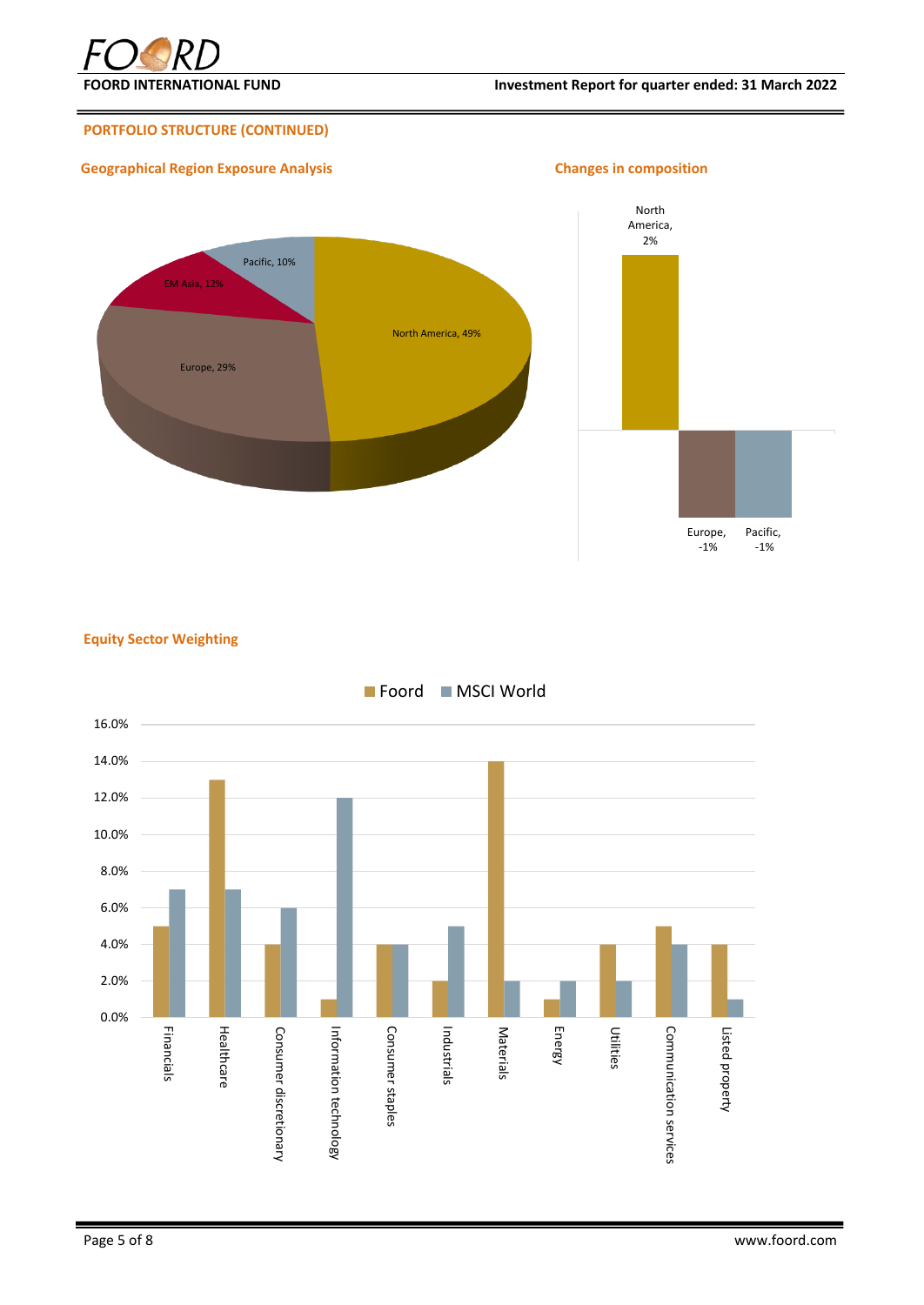## PORTFOLIO STRUCTURE (CONTINUED)

### Geographical Region Exposure Analysis

| Region | Exposure |
|---|---|
| North America | 49% |
| Europe | 29% |
| EM Asia | 12% |
| Pacific | 10% |

### Changes in composition

| Region | Change |
|---|---|
| North America | 2% |
| Europe | -1% |
| Pacific | -1% |

### Equity Sector Weighting

| Sector | Foord | MSCI World |
|---|---|---|
| Financials | 5.0% | 7.0% |
| Healthcare | 13.0% | 7.0% |
| Consumer discretionary | 4.0% | 6.0% |
| Information technology | 1.0% | 12.0% |
| Consumer staples | 4.0% | 4.0% |
| Industrials | 2.0% | 5.0% |
| Materials | 14.0% | 2.0% |
| Energy | 1.0% | 2.0% |
| Utilities | 4.0% | 2.0% |
| Communication services | 5.0% | 4.0% |
| Listed property | 4.0% | 1.0% |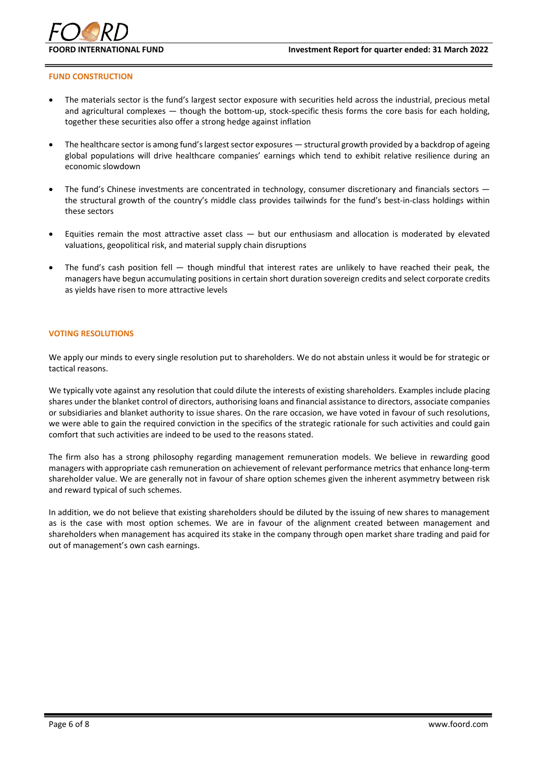## FUND CONSTRUCTION

- The materials sector is the fund's largest sector exposure with securities held across the industrial, precious metal and agricultural complexes — though the bottom-up, stock-specific thesis forms the core basis for each holding, together these securities also offer a strong hedge against inflation
- The healthcare sector is among fund's largest sector exposures — structural growth provided by a backdrop of ageing global populations will drive healthcare companies' earnings which tend to exhibit relative resilience during an economic slowdown
- The fund's Chinese investments are concentrated in technology, consumer discretionary and financials sectors — the structural growth of the country's middle class provides tailwinds for the fund's best-in-class holdings within these sectors
- Equities remain the most attractive asset class — but our enthusiasm and allocation is moderated by elevated valuations, geopolitical risk, and material supply chain disruptions
- The fund's cash position fell — though mindful that interest rates are unlikely to have reached their peak, the managers have begun accumulating positions in certain short duration sovereign credits and select corporate credits as yields have risen to more attractive levels

## VOTING RESOLUTIONS

We apply our minds to every single resolution put to shareholders. We do not abstain unless it would be for strategic or tactical reasons.

We typically vote against any resolution that could dilute the interests of existing shareholders. Examples include placing shares under the blanket control of directors, authorising loans and financial assistance to directors, associate companies or subsidiaries and blanket authority to issue shares. On the rare occasion, we have voted in favour of such resolutions, we were able to gain the required conviction in the specifics of the strategic rationale for such activities and could gain comfort that such activities are indeed to be used to the reasons stated.

The firm also has a strong philosophy regarding management remuneration models. We believe in rewarding good managers with appropriate cash remuneration on achievement of relevant performance metrics that enhance long-term shareholder value. We are generally not in favour of share option schemes given the inherent asymmetry between risk and reward typical of such schemes.

In addition, we do not believe that existing shareholders should be diluted by the issuing of new shares to management as is the case with most option schemes. We are in favour of the alignment created between management and shareholders when management has acquired its stake in the company through open market share trading and paid for out of management's own cash earnings.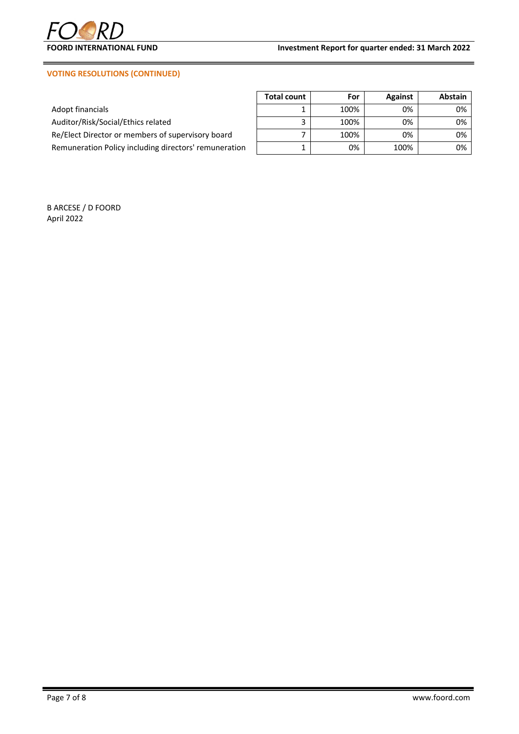## VOTING RESOLUTIONS (CONTINUED)

| | Total count | For | Against | Abstain |
|---|---|---|---|---|
| Adopt financials | 1 | 100% | 0% | 0% |
| Auditor/Risk/Social/Ethics related | 3 | 100% | 0% | 0% |
| Re/Elect Director or members of supervisory board | 7 | 100% | 0% | 0% |
| Remuneration Policy including directors' remuneration | 1 | 0% | 100% | 0% |

B ARCESE / D FOORD
April 2022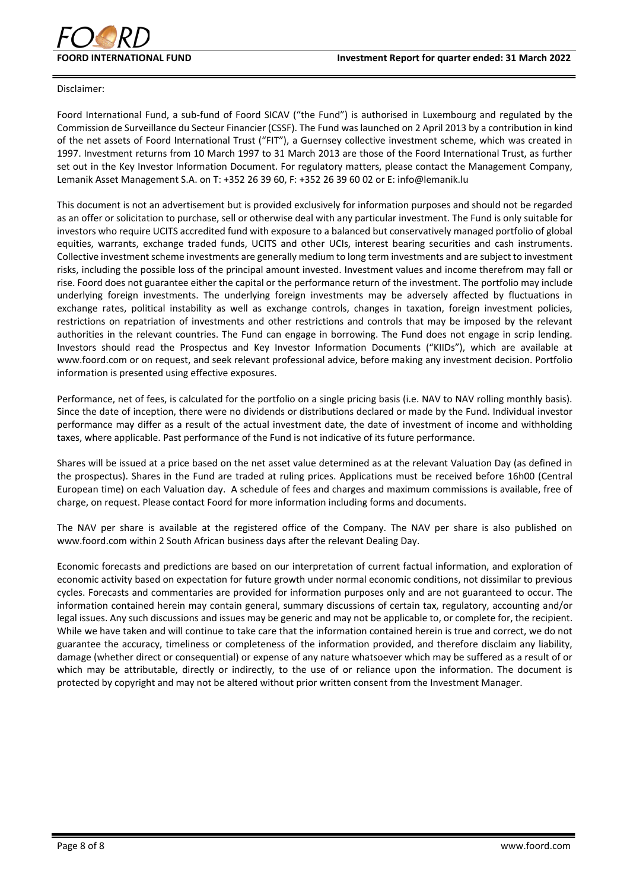Disclaimer:

Foord International Fund, a sub-fund of Foord SICAV ("the Fund") is authorised in Luxembourg and regulated by the Commission de Surveillance du Secteur Financier (CSSF). The Fund was launched on 2 April 2013 by a contribution in kind of the net assets of Foord International Trust ("FIT"), a Guernsey collective investment scheme, which was created in 1997. Investment returns from 10 March 1997 to 31 March 2013 are those of the Foord International Trust, as further set out in the Key Investor Information Document. For regulatory matters, please contact the Management Company, Lemanik Asset Management S.A. on T: +352 26 39 60, F: +352 26 39 60 02 or E: info@lemanik.lu

This document is not an advertisement but is provided exclusively for information purposes and should not be regarded as an offer or solicitation to purchase, sell or otherwise deal with any particular investment. The Fund is only suitable for investors who require UCITS accredited fund with exposure to a balanced but conservatively managed portfolio of global equities, warrants, exchange traded funds, UCITS and other UCIs, interest bearing securities and cash instruments. Collective investment scheme investments are generally medium to long term investments and are subject to investment risks, including the possible loss of the principal amount invested. Investment values and income therefrom may fall or rise. Foord does not guarantee either the capital or the performance return of the investment. The portfolio may include underlying foreign investments. The underlying foreign investments may be adversely affected by fluctuations in exchange rates, political instability as well as exchange controls, changes in taxation, foreign investment policies, restrictions on repatriation of investments and other restrictions and controls that may be imposed by the relevant authorities in the relevant countries. The Fund can engage in borrowing. The Fund does not engage in scrip lending. Investors should read the Prospectus and Key Investor Information Documents ("KIIDs"), which are available at www.foord.com or on request, and seek relevant professional advice, before making any investment decision. Portfolio information is presented using effective exposures.

Performance, net of fees, is calculated for the portfolio on a single pricing basis (i.e. NAV to NAV rolling monthly basis). Since the date of inception, there were no dividends or distributions declared or made by the Fund. Individual investor performance may differ as a result of the actual investment date, the date of investment of income and withholding taxes, where applicable. Past performance of the Fund is not indicative of its future performance.

Shares will be issued at a price based on the net asset value determined as at the relevant Valuation Day (as defined in the prospectus). Shares in the Fund are traded at ruling prices. Applications must be received before 16h00 (Central European time) on each Valuation day. A schedule of fees and charges and maximum commissions is available, free of charge, on request. Please contact Foord for more information including forms and documents.

The NAV per share is available at the registered office of the Company. The NAV per share is also published on www.foord.com within 2 South African business days after the relevant Dealing Day.

Economic forecasts and predictions are based on our interpretation of current factual information, and exploration of economic activity based on expectation for future growth under normal economic conditions, not dissimilar to previous cycles. Forecasts and commentaries are provided for information purposes only and are not guaranteed to occur. The information contained herein may contain general, summary discussions of certain tax, regulatory, accounting and/or legal issues. Any such discussions and issues may be generic and may not be applicable to, or complete for, the recipient. While we have taken and will continue to take care that the information contained herein is true and correct, we do not guarantee the accuracy, timeliness or completeness of the information provided, and therefore disclaim any liability, damage (whether direct or consequential) or expense of any nature whatsoever which may be suffered as a result of or which may be attributable, directly or indirectly, to the use of or reliance upon the information. The document is protected by copyright and may not be altered without prior written consent from the Investment Manager.